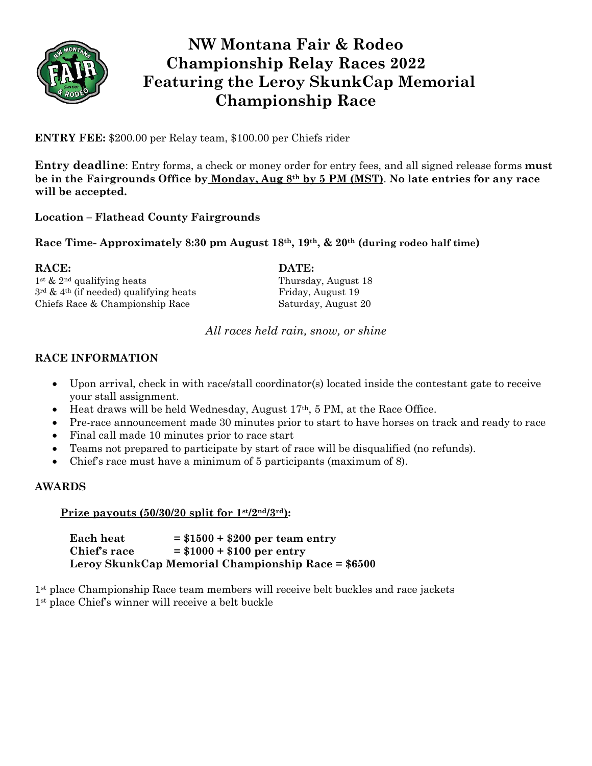# NW Montana Fair & Rodeo Championship Relay Races 2022 Featuring the Leroy SkunkCap Memorial Championship Race

**ENTRY FEE:** $200.00 per Relay team, $100.00 per Chiefs rider

**Entry deadline**: Entry forms, a check or money order for entry fees, and all signed release forms **must be in the Fairgrounds Office by <u>Monday, Aug 8th by 5 PM (MST)</u>. No late entries for any race will be accepted.**

**Location – Flathead County Fairgrounds**

**Race Time- Approximately 8:30 pm August 18th, 19th, & 20th (during rodeo half time)**

| **RACE:** | **DATE:** |
|---|---|
| 1st & 2nd qualifying heats | Thursday, August 18 |
| 3rd & 4th (if needed) qualifying heats | Friday, August 19 |
| Chiefs Race & Championship Race | Saturday, August 20 |

*All races held rain, snow, or shine*

## RACE INFORMATION

- Upon arrival, check in with race/stall coordinator(s) located inside the contestant gate to receive your stall assignment.
- Heat draws will be held Wednesday, August 17th, 5 PM, at the Race Office.
- Pre-race announcement made 30 minutes prior to start to have horses on track and ready to race
- Final call made 10 minutes prior to race start
- Teams not prepared to participate by start of race will be disqualified (no refunds).
- Chief's race must have a minimum of 5 participants (maximum of 8).

## AWARDS

**<u>Prize payouts (50/30/20 split for 1st/2nd/3rd):</u>**

**Each heat = $1500 + $200 per team entry**
**Chief's race = $1000 + $100 per entry**
**Leroy SkunkCap Memorial Championship Race = $6500**

1st place Championship Race team members will receive belt buckles and race jackets
1st place Chief's winner will receive a belt buckle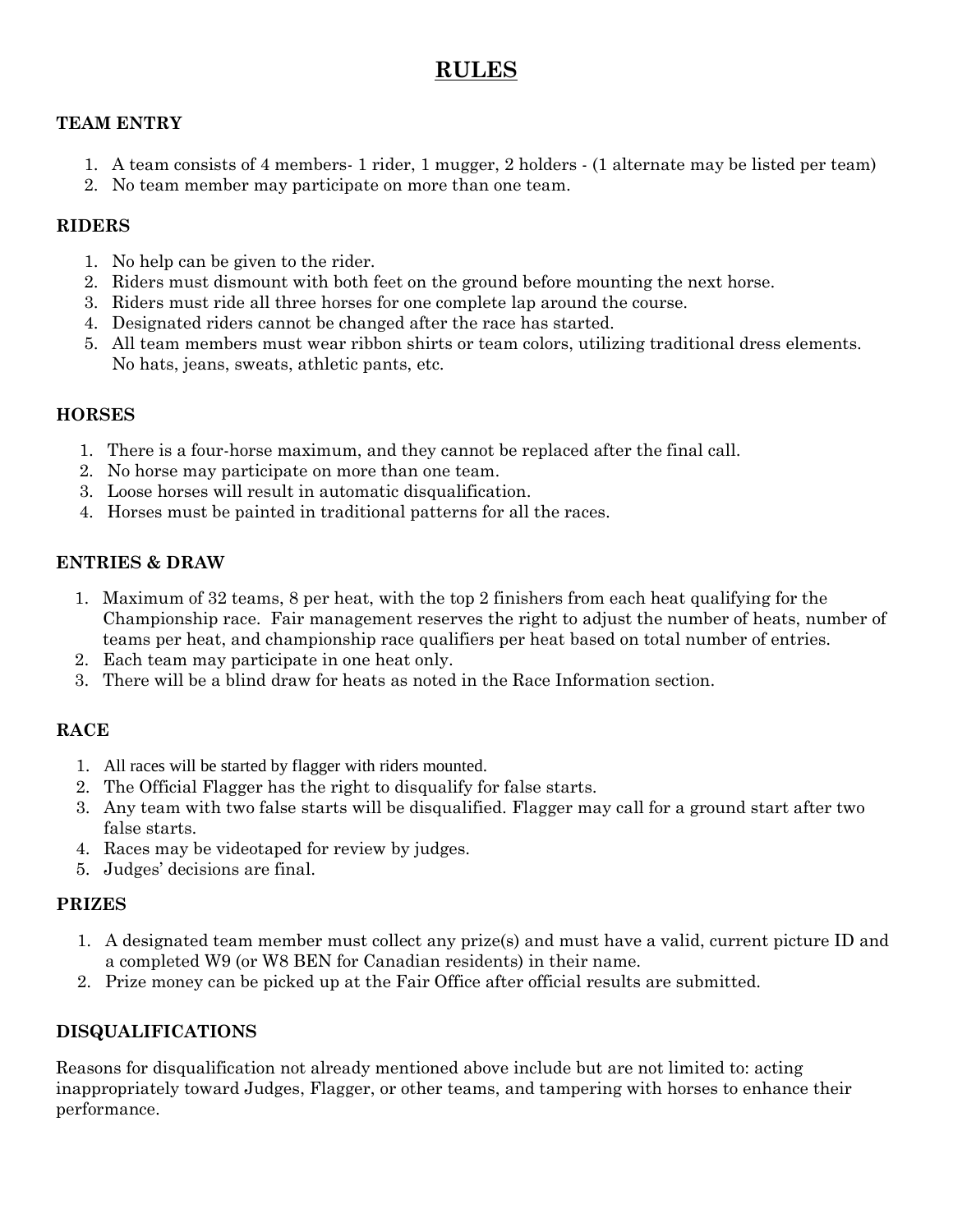# RULES

### TEAM ENTRY

1. A team consists of 4 members- 1 rider, 1 mugger, 2 holders - (1 alternate may be listed per team)
2. No team member may participate on more than one team.

### RIDERS

1. No help can be given to the rider.
2. Riders must dismount with both feet on the ground before mounting the next horse.
3. Riders must ride all three horses for one complete lap around the course.
4. Designated riders cannot be changed after the race has started.
5. All team members must wear ribbon shirts or team colors, utilizing traditional dress elements. No hats, jeans, sweats, athletic pants, etc.

### HORSES

1. There is a four-horse maximum, and they cannot be replaced after the final call.
2. No horse may participate on more than one team.
3. Loose horses will result in automatic disqualification.
4. Horses must be painted in traditional patterns for all the races.

### ENTRIES & DRAW

1. Maximum of 32 teams, 8 per heat, with the top 2 finishers from each heat qualifying for the Championship race. Fair management reserves the right to adjust the number of heats, number of teams per heat, and championship race qualifiers per heat based on total number of entries.
2. Each team may participate in one heat only.
3. There will be a blind draw for heats as noted in the Race Information section.

### RACE

1. All races will be started by flagger with riders mounted.
2. The Official Flagger has the right to disqualify for false starts.
3. Any team with two false starts will be disqualified. Flagger may call for a ground start after two false starts.
4. Races may be videotaped for review by judges.
5. Judges' decisions are final.

### PRIZES

1. A designated team member must collect any prize(s) and must have a valid, current picture ID and a completed W9 (or W8 BEN for Canadian residents) in their name.
2. Prize money can be picked up at the Fair Office after official results are submitted.

### DISQUALIFICATIONS

Reasons for disqualification not already mentioned above include but are not limited to: acting inappropriately toward Judges, Flagger, or other teams, and tampering with horses to enhance their performance.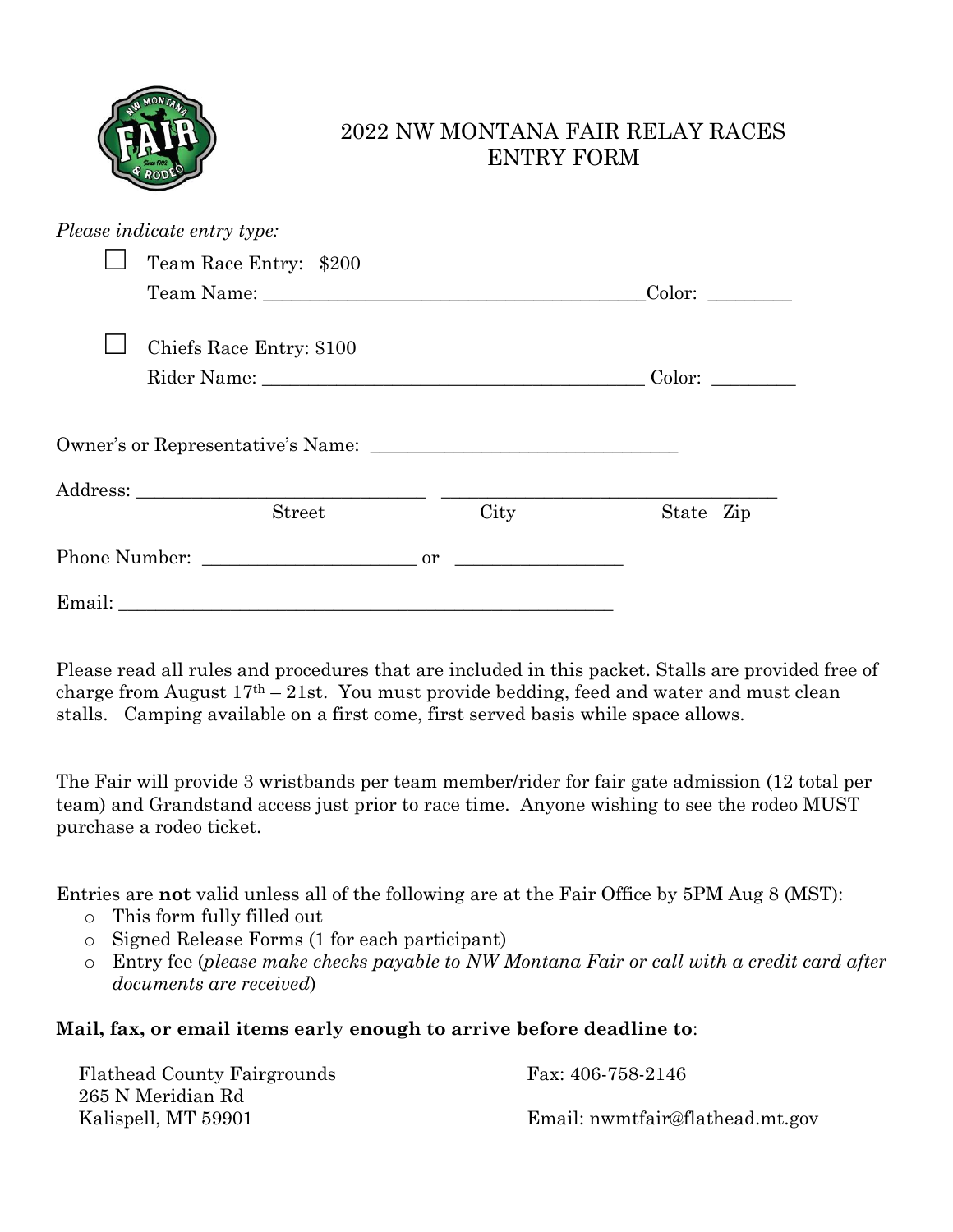# 2022 NW MONTANA FAIR RELAY RACES
# ENTRY FORM

*Please indicate entry type:*

☐ Team Race Entry: $200
Team Name: ________________________________________ Color: _________

☐ Chiefs Race Entry: $100
Rider Name: ________________________________________ Color: _________

Owner's or Representative's Name: _________________________________

Address: ______________________________ ___________________________________
Street City State Zip

Phone Number: _______________________ or _________________

Email: ______________________________________________________

Please read all rules and procedures that are included in this packet. Stalls are provided free of charge from August 17th – 21st. You must provide bedding, feed and water and must clean stalls. Camping available on a first come, first served basis while space allows.

The Fair will provide 3 wristbands per team member/rider for fair gate admission (12 total per team) and Grandstand access just prior to race time. Anyone wishing to see the rodeo MUST purchase a rodeo ticket.

<u>Entries are **not** valid unless all of the following are at the Fair Office by 5PM Aug 8 (MST)</u>:

- This form fully filled out
- Signed Release Forms (1 for each participant)
- Entry fee (*please make checks payable to NW Montana Fair or call with a credit card after documents are received*)

**Mail, fax, or email items early enough to arrive before deadline to**:

Flathead County Fairgrounds
265 N Meridian Rd
Kalispell, MT 59901

Fax: 406-758-2146

Email: nwmtfair@flathead.mt.gov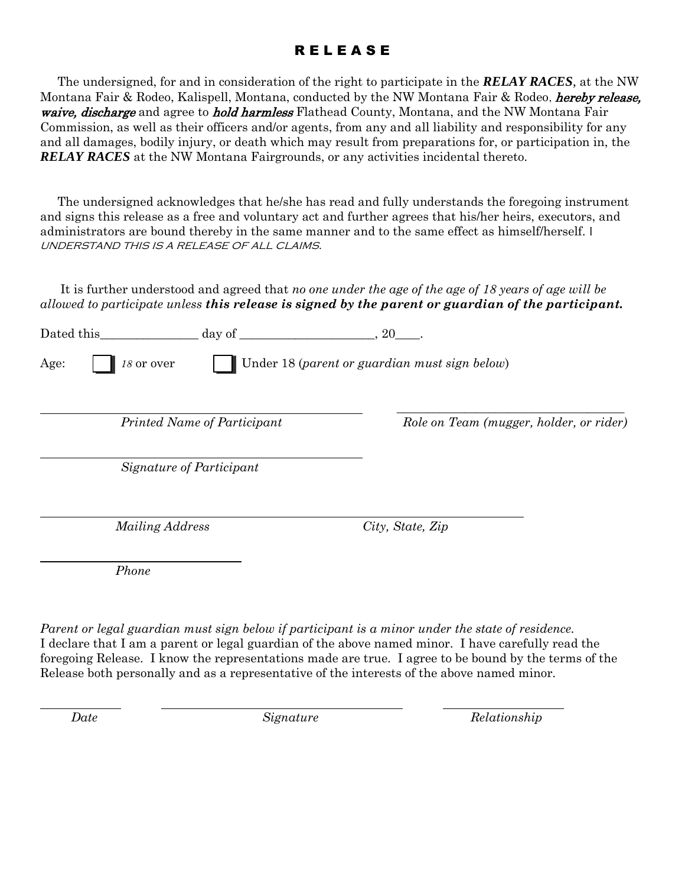# RELEASE

The undersigned, for and in consideration of the right to participate in the ***RELAY RACES***, at the NW Montana Fair & Rodeo, Kalispell, Montana, conducted by the NW Montana Fair & Rodeo, ***hereby release, waive, discharge*** and agree to ***hold harmless*** Flathead County, Montana, and the NW Montana Fair Commission, as well as their officers and/or agents, from any and all liability and responsibility for any and all damages, bodily injury, or death which may result from preparations for, or participation in, the ***RELAY RACES*** at the NW Montana Fairgrounds, or any activities incidental thereto.

The undersigned acknowledges that he/she has read and fully understands the foregoing instrument and signs this release as a free and voluntary act and further agrees that his/her heirs, executors, and administrators are bound thereby in the same manner and to the same effect as himself/herself. I UNDERSTAND THIS IS A RELEASE OF ALL CLAIMS.

It is further understood and agreed that *no one under the age of the age of 18 years of age will be allowed to participate unless* ***this release is signed by the parent or guardian of the participant.***

Dated this_______________ day of _____________________, 20____.

Age: ☐ *18* or over ☐ Under 18 (*parent or guardian must sign below*)

_____________________________________________ _____________________________________

*Printed Name of Participant* *Role on Team (mugger, holder, or rider)*

_____________________________________________

*Signature of Participant*

_________________________________________________________________________

*Mailing Address* *City, State, Zip*

____________________________

*Phone*

*Parent or legal guardian must sign below if participant is a minor under the state of residence.*
I declare that I am a parent or legal guardian of the above named minor. I have carefully read the foregoing Release. I know the representations made are true. I agree to be bound by the terms of the Release both personally and as a representative of the interests of the above named minor.

___________ _________________________________ ________________

*Date* *Signature* *Relationship*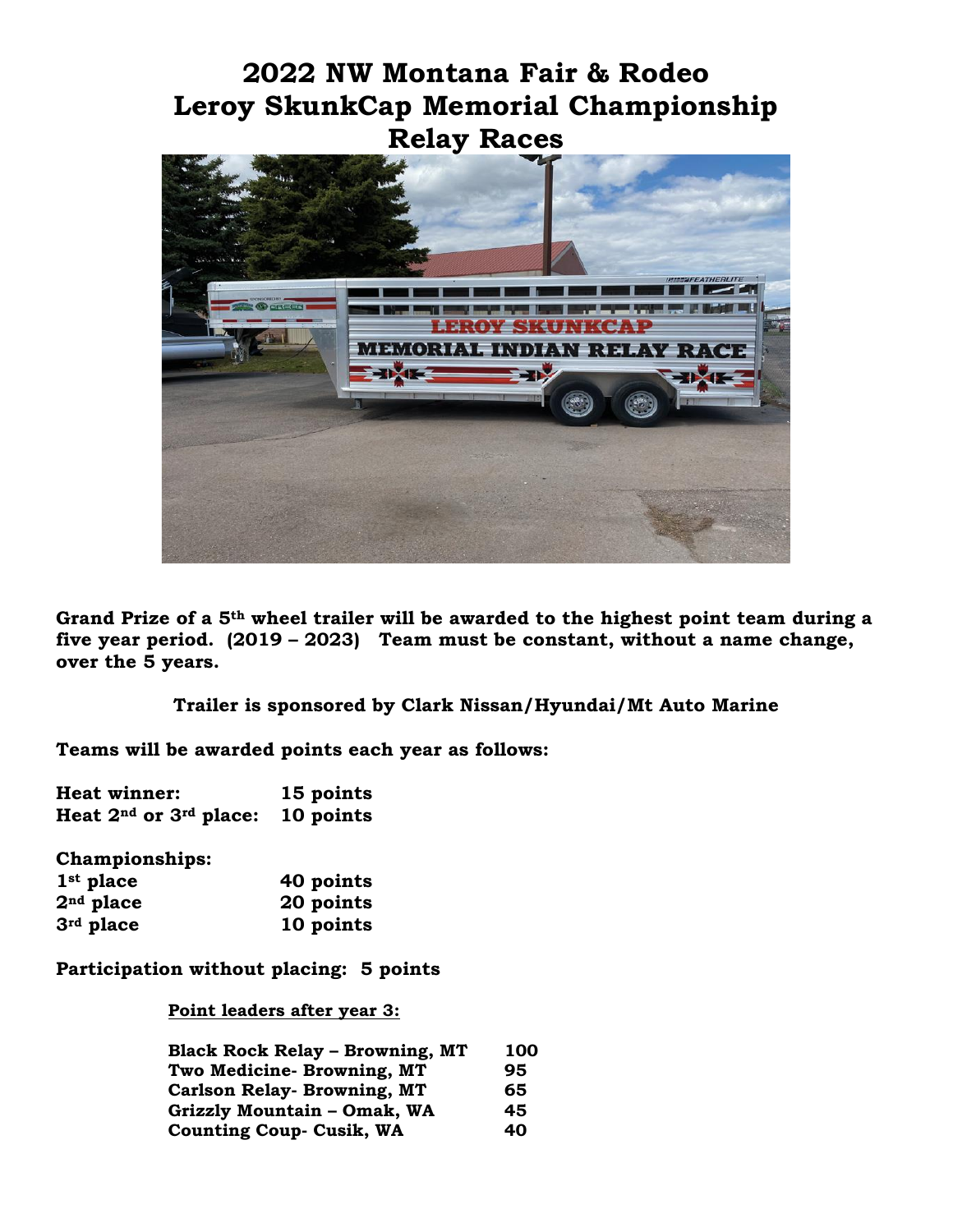# 2022 NW Montana Fair & Rodeo
# Leroy SkunkCap Memorial Championship
# Relay Races

**Grand Prize of a 5th wheel trailer will be awarded to the highest point team during a five year period. (2019 – 2023) Team must be constant, without a name change, over the 5 years.**

**Trailer is sponsored by Clark Nissan/Hyundai/Mt Auto Marine**

**Teams will be awarded points each year as follows:**

| | |
|---|---|
| **Heat winner:** | **15 points** |
| **Heat 2nd or 3rd place:** | **10 points** |

**Championships:**

| | |
|---|---|
| **1st place** | **40 points** |
| **2nd place** | **20 points** |
| **3rd place** | **10 points** |

**Participation without placing: 5 points**

**Point leaders after year 3:**

| | |
|---|---|
| **Black Rock Relay – Browning, MT** | **100** |
| **Two Medicine- Browning, MT** | **95** |
| **Carlson Relay- Browning, MT** | **65** |
| **Grizzly Mountain – Omak, WA** | **45** |
| **Counting Coup- Cusik, WA** | **40** |